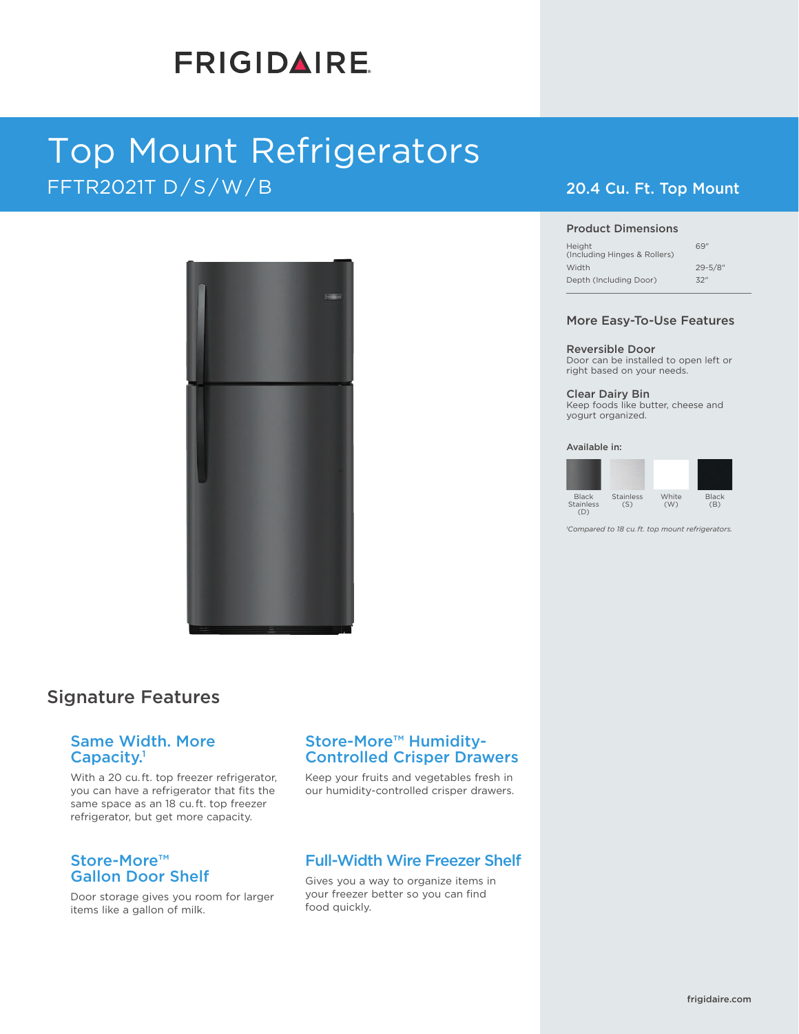FRIGIDAIRE

# Top Mount Refrigerators

FFTR2021T D/S/W/B

## 20.4 Cu. Ft. Top Mount

### Product Dimensions

| | |
|---|---|
| Height (Including Hinges & Rollers) | 69" |
| Width | 29-5/8" |
| Depth (Including Door) | 32" |

### More Easy-To-Use Features

**Reversible Door**
Door can be installed to open left or right based on your needs.

**Clear Dairy Bin**
Keep foods like butter, cheese and yogurt organized.

**Available in:**

Black Stainless (D) | Stainless (S) | White (W) | Black (B)

[1]*Compared to 18 cu. ft. top mount refrigerators.*

## Signature Features

### Same Width. More Capacity.[1]

With a 20 cu. ft. top freezer refrigerator, you can have a refrigerator that fits the same space as an 18 cu. ft. top freezer refrigerator, but get more capacity.

### Store-More™ Humidity-Controlled Crisper Drawers

Keep your fruits and vegetables fresh in our humidity-controlled crisper drawers.

### Store-More™ Gallon Door Shelf

Door storage gives you room for larger items like a gallon of milk.

### Full-Width Wire Freezer Shelf

Gives you a way to organize items in your freezer better so you can find food quickly.

frigidaire.com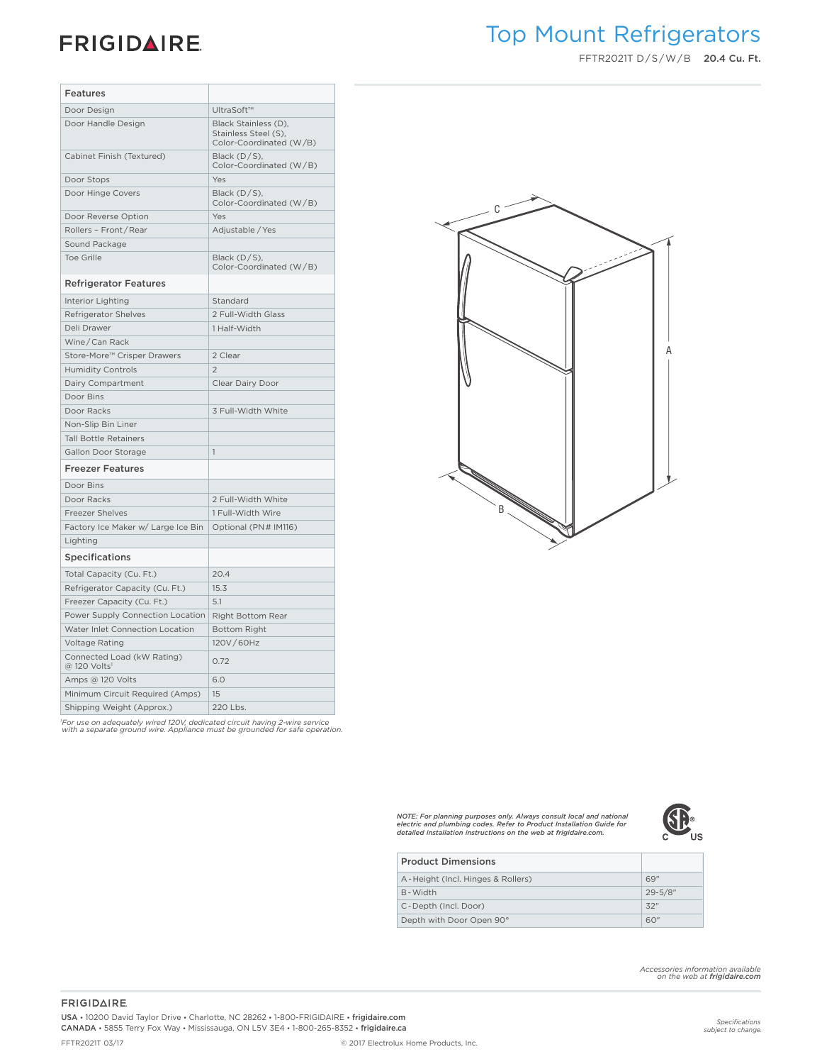# Top Mount Refrigerators

FFTR2021T D/S/W/B **20.4 Cu. Ft.**

| Features | |
|---|---|
| Door Design | UltraSoft™ |
| Door Handle Design | Black Stainless (D), Stainless Steel (S), Color-Coordinated (W/B) |
| Cabinet Finish (Textured) | Black (D/S), Color-Coordinated (W/B) |
| Door Stops | Yes |
| Door Hinge Covers | Black (D/S), Color-Coordinated (W/B) |
| Door Reverse Option | Yes |
| Rollers – Front/Rear | Adjustable/Yes |
| Sound Package | |
| Toe Grille | Black (D/S), Color-Coordinated (W/B) |
| **Refrigerator Features** | |
| Interior Lighting | Standard |
| Refrigerator Shelves | 2 Full-Width Glass |
| Deli Drawer | 1 Half-Width |
| Wine/Can Rack | |
| Store-More™ Crisper Drawers | 2 Clear |
| Humidity Controls | 2 |
| Dairy Compartment | Clear Dairy Door |
| Door Bins | |
| Door Racks | 3 Full-Width White |
| Non-Slip Bin Liner | |
| Tall Bottle Retainers | |
| Gallon Door Storage | 1 |
| **Freezer Features** | |
| Door Bins | |
| Door Racks | 2 Full-Width White |
| Freezer Shelves | 1 Full-Width Wire |
| Factory Ice Maker w/ Large Ice Bin | Optional (PN# IM116) |
| Lighting | |
| **Specifications** | |
| Total Capacity (Cu. Ft.) | 20.4 |
| Refrigerator Capacity (Cu. Ft.) | 15.3 |
| Freezer Capacity (Cu. Ft.) | 5.1 |
| Power Supply Connection Location | Right Bottom Rear |
| Water Inlet Connection Location | Bottom Right |
| Voltage Rating | 120V/60Hz |
| Connected Load (kW Rating) @ 120 Volts[1] | 0.72 |
| Amps @ 120 Volts | 6.0 |
| Minimum Circuit Required (Amps) | 15 |
| Shipping Weight (Approx.) | 220 Lbs. |

*[1]For use on adequately wired 120V, dedicated circuit having 2-wire service with a separate ground wire. Appliance must be grounded for safe operation.*

*NOTE: For planning purposes only. Always consult local and national electric and plumbing codes. Refer to Product Installation Guide for detailed installation instructions on the web at frigidaire.com.*

| Product Dimensions | |
|---|---|
| A - Height (Incl. Hinges & Rollers) | 69" |
| B - Width | 29-5/8" |
| C - Depth (Incl. Door) | 32" |
| Depth with Door Open 90° | 60" |

*Accessories information available on the web at* ***frigidaire.com***

FRIGIDAIRE

USA • 10200 David Taylor Drive • Charlotte, NC 28262 • 1-800-FRIGIDAIRE • frigidaire.com
CANADA • 5855 Terry Fox Way • Mississauga, ON L5V 3E4 • 1-800-265-8352 • frigidaire.ca

*Specifications subject to change.*

FFTR2021T 03/17 © 2017 Electrolux Home Products, Inc.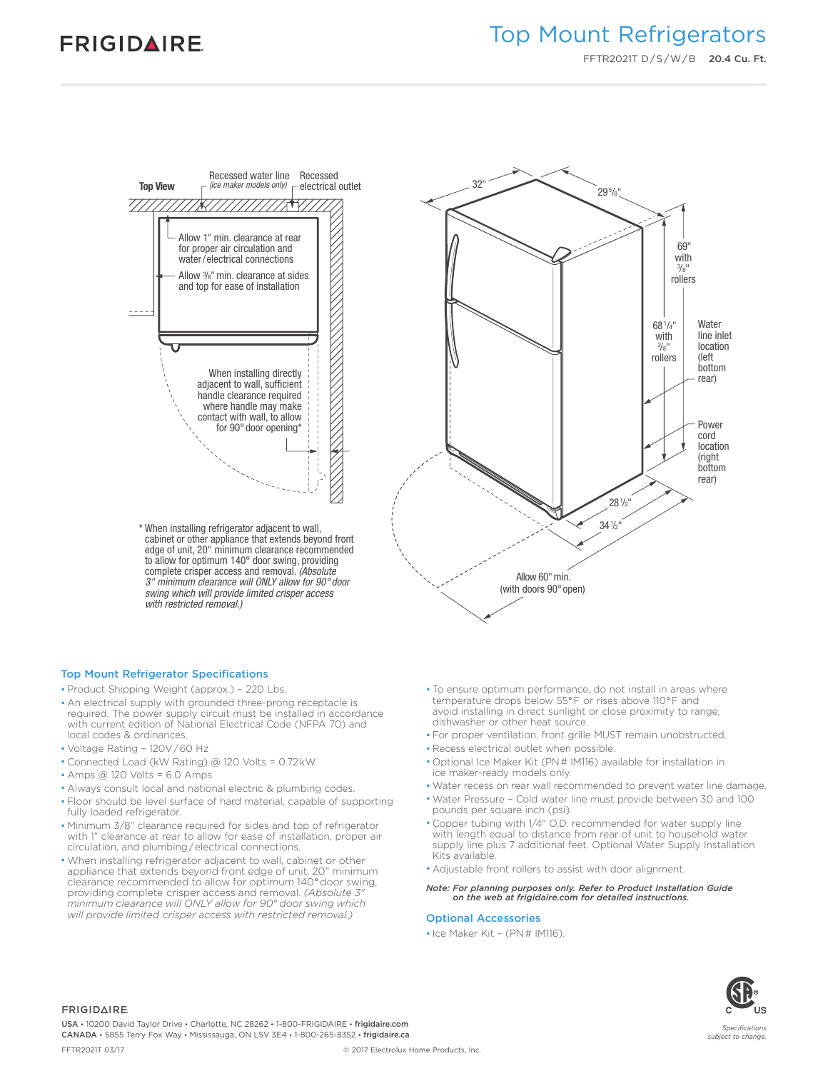FRIGIDAIRE

# Top Mount Refrigerators

FFTR2021T D/S/W/B **20.4 Cu. Ft.**

Top View

Recessed water line *(ice maker models only)*

Recessed electrical outlet

Allow 1" min. clearance at rear for proper air circulation and water/electrical connections

Allow ⅜" min. clearance at sides and top for ease of installation

When installing directly adjacent to wall, sufficient handle clearance required where handle may make contact with wall, to allow for 90° door opening*

\* When installing refrigerator adjacent to wall, cabinet or other appliance that extends beyond front edge of unit, 20" minimum clearance recommended to allow for optimum 140° door swing, providing complete crisper access and removal. *(Absolute 3" minimum clearance will ONLY allow for 90° door swing which will provide limited crisper access with restricted removal.)*

32"

29⅝"

69" with ⅜" rollers

68¼" with ⅜" rollers

Water line inlet location (left bottom rear)

Power cord location (right bottom rear)

28½"

34½"

Allow 60" min. (with doors 90° open)

## Top Mount Refrigerator Specifications

- Product Shipping Weight (approx.) – 220 Lbs.
- An electrical supply with grounded three-prong receptacle is required. The power supply circuit must be installed in accordance with current edition of National Electrical Code (NFPA 70) and local codes & ordinances.
- Voltage Rating – 120V/60 Hz
- Connected Load (kW Rating) @ 120 Volts = 0.72 kW
- Amps @ 120 Volts = 6.0 Amps
- Always consult local and national electric & plumbing codes.
- Floor should be level surface of hard material, capable of supporting fully loaded refrigerator.
- Minimum 3/8" clearance required for sides and top of refrigerator with 1" clearance at rear to allow for ease of installation, proper air circulation, and plumbing/electrical connections.
- When installing refrigerator adjacent to wall, cabinet or other appliance that extends beyond front edge of unit, 20" minimum clearance recommended to allow for optimum 140° door swing, providing complete crisper access and removal. *(Absolute 3" minimum clearance will ONLY allow for 90° door swing which will provide limited crisper access with restricted removal.)*
- To ensure optimum performance, do not install in areas where temperature drops below 55°F or rises above 110°F and avoid installing in direct sunlight or close proximity to range, dishwasher or other heat source.
- For proper ventilation, front grille MUST remain unobstructed.
- Recess electrical outlet when possible.
- Optional Ice Maker Kit (PN# IM116) available for installation in ice maker-ready models only.
- Water recess on rear wall recommended to prevent water line damage.
- Water Pressure – Cold water line must provide between 30 and 100 pounds per square inch (psi).
- Copper tubing with 1/4" O.D. recommended for water supply line with length equal to distance from rear of unit to household water supply line plus 7 additional feet. Optional Water Supply Installation Kits available.
- Adjustable front rollers to assist with door alignment.

***Note: For planning purposes only. Refer to Product Installation Guide on the web at frigidaire.com for detailed instructions.***

## Optional Accessories

- Ice Maker Kit – (PN# IM116).

FRIGIDAIRE

USA • 10200 David Taylor Drive • Charlotte, NC 28262 • 1-800-FRIGIDAIRE • **frigidaire.com**
CANADA • 5855 Terry Fox Way • Mississauga, ON L5V 3E4 • 1-800-265-8352 • **frigidaire.ca**

FFTR2021T 03/17

© 2017 Electrolux Home Products, Inc.

*Specifications subject to change.*